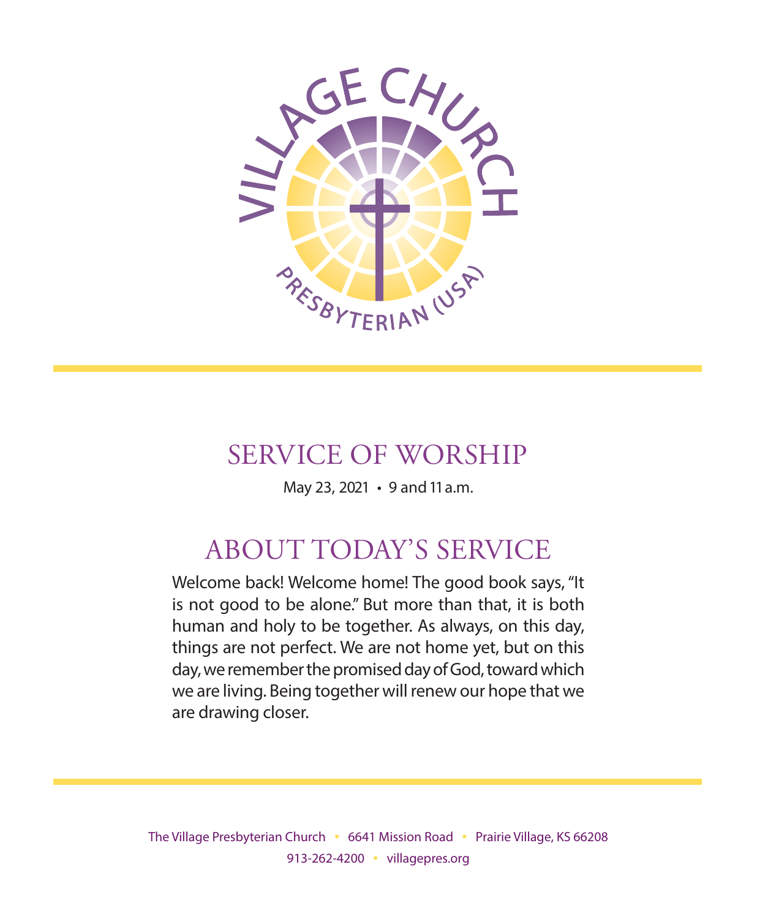VILLAGE CHURCH

PRESBYTERIAN (USA)

# SERVICE OF WORSHIP

May 23, 2021 • 9 and 11 a.m.

## ABOUT TODAY'S SERVICE

Welcome back! Welcome home! The good book says, "It is not good to be alone." But more than that, it is both human and holy to be together. As always, on this day, things are not perfect. We are not home yet, but on this day, we remember the promised day of God, toward which we are living. Being together will renew our hope that we are drawing closer.

The Village Presbyterian Church • 6641 Mission Road • Prairie Village, KS 66208
913-262-4200 • villagepres.org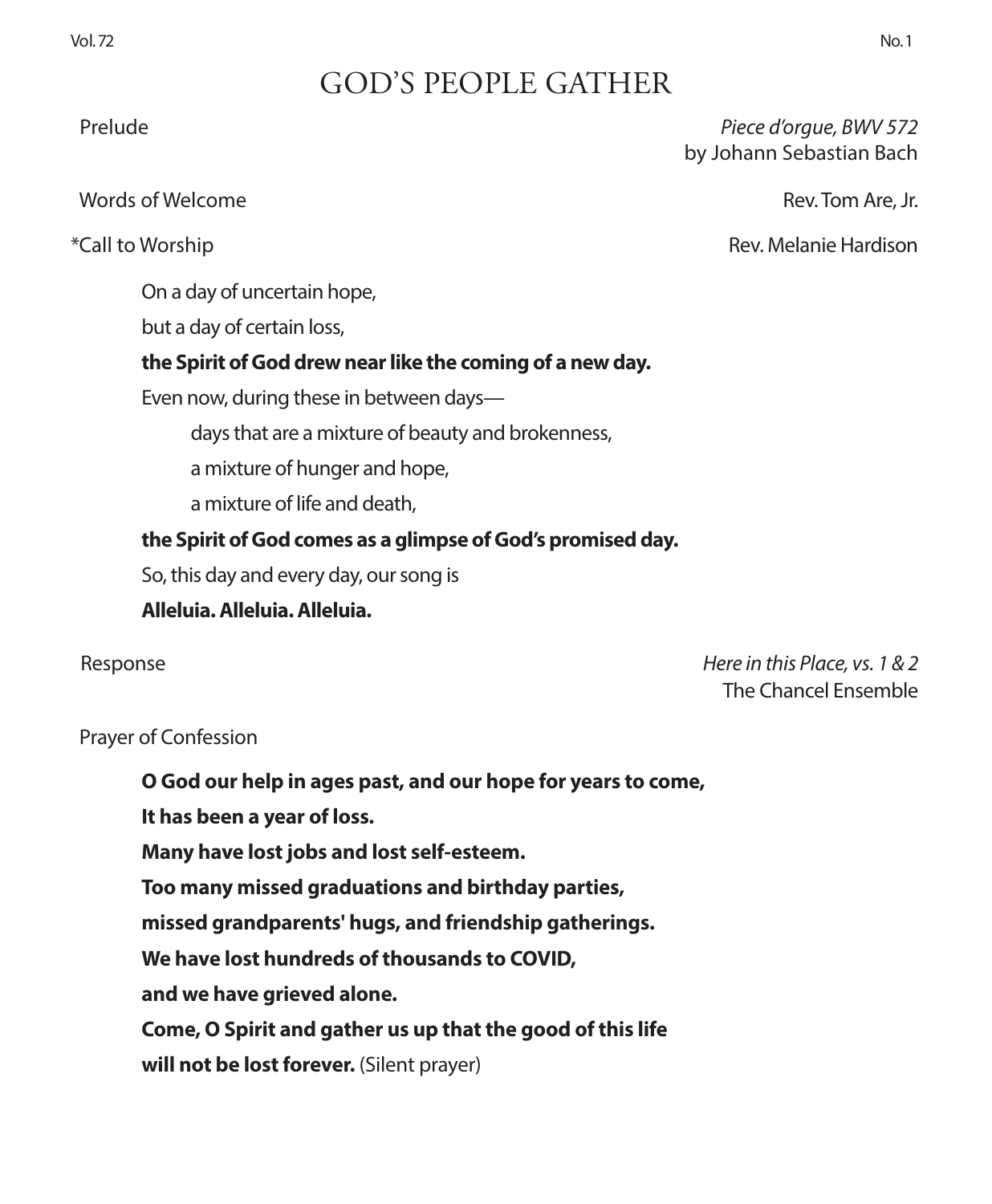# GOD'S PEOPLE GATHER

Prelude — *Piece d'orgue, BWV 572* by Johann Sebastian Bach

Words of Welcome — Rev. Tom Are, Jr.

*Call to Worship — Rev. Melanie Hardison

On a day of uncertain hope,

but a day of certain loss,

**the Spirit of God drew near like the coming of a new day.**

Even now, during these in between days—

days that are a mixture of beauty and brokenness,

a mixture of hunger and hope,

a mixture of life and death,

**the Spirit of God comes as a glimpse of God's promised day.**

So, this day and every day, our song is

**Alleluia. Alleluia. Alleluia.**

Response — *Here in this Place, vs. 1 & 2*, The Chancel Ensemble

Prayer of Confession

**O God our help in ages past, and our hope for years to come,**

**It has been a year of loss.**

**Many have lost jobs and lost self-esteem.**

**Too many missed graduations and birthday parties,**

**missed grandparents' hugs, and friendship gatherings.**

**We have lost hundreds of thousands to COVID,**

**and we have grieved alone.**

**Come, O Spirit and gather us up that the good of this life**

**will not be lost forever.** (Silent prayer)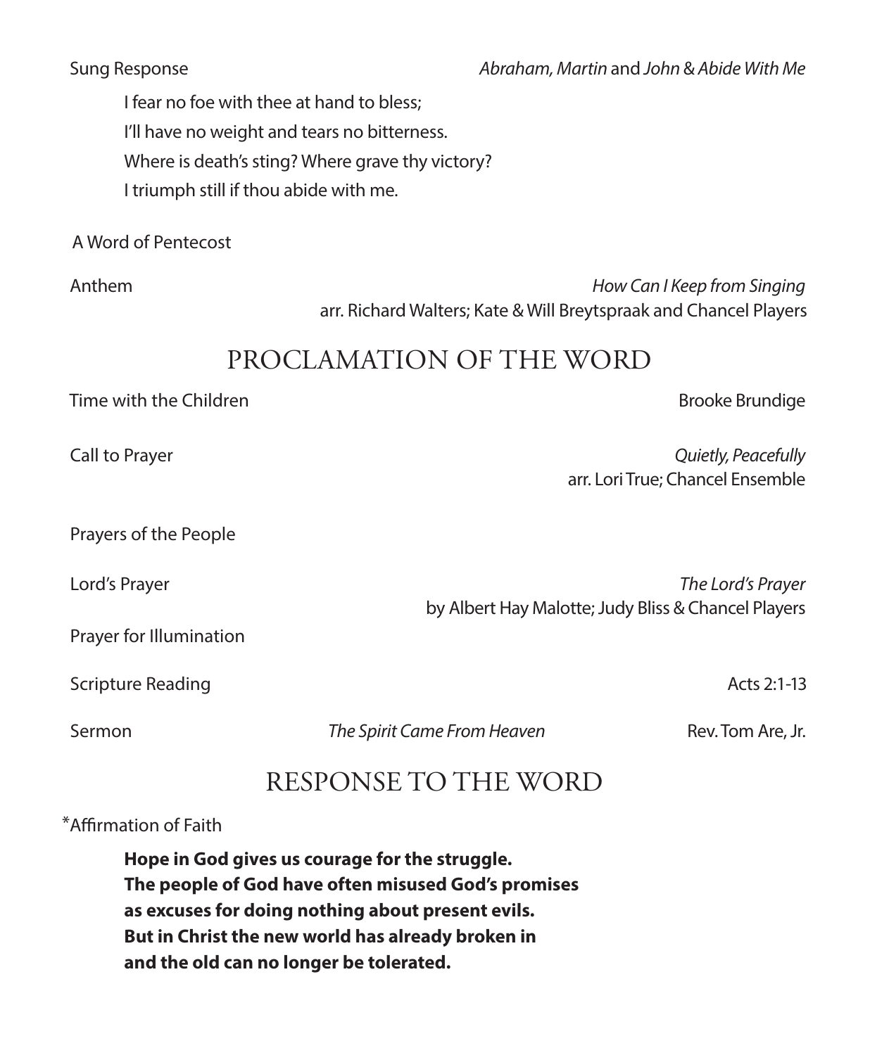Sung Response *Abraham, Martin* and *John* & *Abide With Me*

> I fear no foe with thee at hand to bless;
> I'll have no weight and tears no bitterness.
> Where is death's sting? Where grave thy victory?
> I triumph still if thou abide with me.

A Word of Pentecost

Anthem *How Can I Keep from Singing*
arr. Richard Walters; Kate & Will Breytspraak and Chancel Players

## PROCLAMATION OF THE WORD

Time with the Children Brooke Brundige

Call to Prayer *Quietly, Peacefully*
arr. Lori True; Chancel Ensemble

Prayers of the People

Lord's Prayer *The Lord's Prayer*
by Albert Hay Malotte; Judy Bliss & Chancel Players

Prayer for Illumination

Scripture Reading Acts 2:1-13

Sermon *The Spirit Came From Heaven* Rev. Tom Are, Jr.

## RESPONSE TO THE WORD

*Affirmation of Faith

> **Hope in God gives us courage for the struggle.**
> **The people of God have often misused God's promises**
> **as excuses for doing nothing about present evils.**
> **But in Christ the new world has already broken in**
> **and the old can no longer be tolerated.**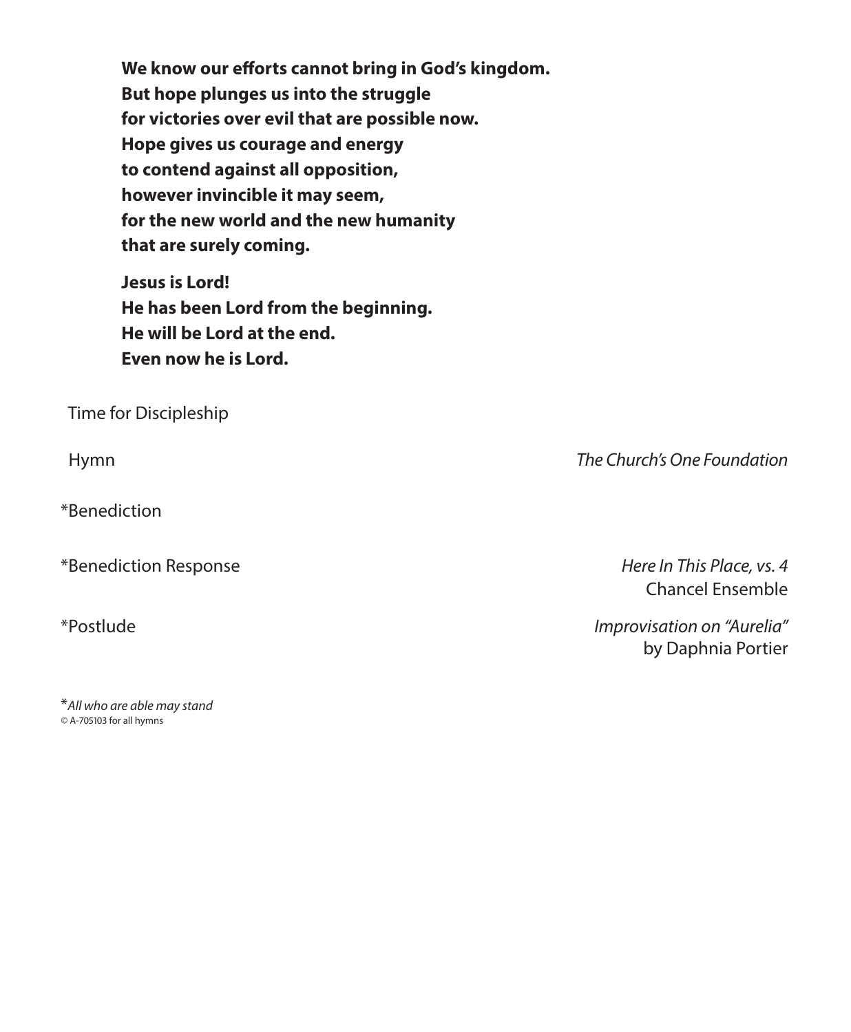**We know our efforts cannot bring in God's kingdom.**
**But hope plunges us into the struggle**
**for victories over evil that are possible now.**
**Hope gives us courage and energy**
**to contend against all opposition,**
**however invincible it may seem,**
**for the new world and the new humanity**
**that are surely coming.**

**Jesus is Lord!**
**He has been Lord from the beginning.**
**He will be Lord at the end.**
**Even now he is Lord.**

Time for Discipleship

Hymn — *The Church's One Foundation*

*Benediction

*Benediction Response — *Here In This Place, vs. 4*
Chancel Ensemble

*Postlude — *Improvisation on "Aurelia"*
by Daphnia Portier

**All who are able may stand*
© A-705103 for all hymns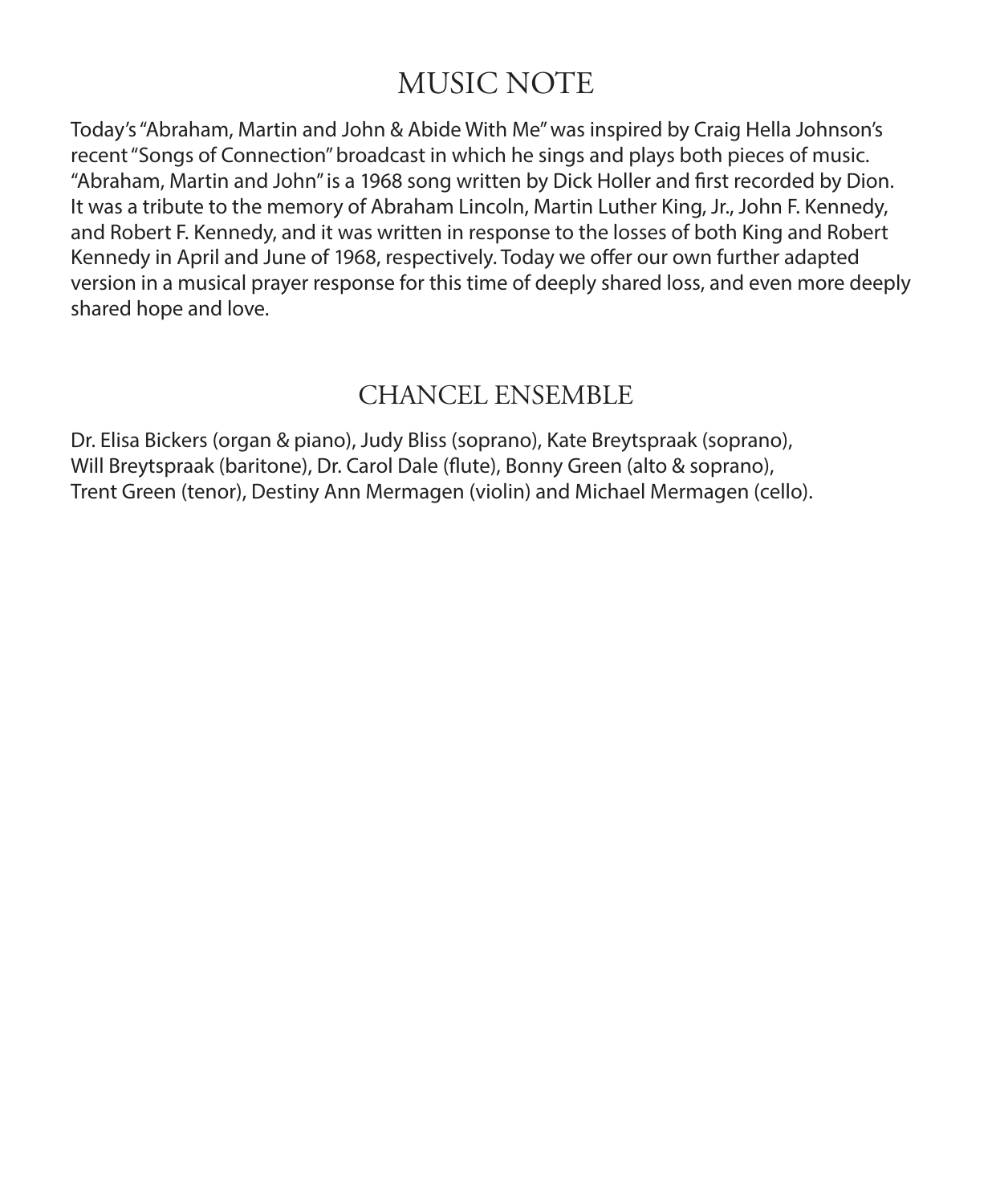## MUSIC NOTE

Today's "Abraham, Martin and John & Abide With Me" was inspired by Craig Hella Johnson's recent "Songs of Connection" broadcast in which he sings and plays both pieces of music. "Abraham, Martin and John" is a 1968 song written by Dick Holler and first recorded by Dion. It was a tribute to the memory of Abraham Lincoln, Martin Luther King, Jr., John F. Kennedy, and Robert F. Kennedy, and it was written in response to the losses of both King and Robert Kennedy in April and June of 1968, respectively. Today we offer our own further adapted version in a musical prayer response for this time of deeply shared loss, and even more deeply shared hope and love.

## CHANCEL ENSEMBLE

Dr. Elisa Bickers (organ & piano), Judy Bliss (soprano), Kate Breytspraak (soprano), Will Breytspraak (baritone), Dr. Carol Dale (flute), Bonny Green (alto & soprano), Trent Green (tenor), Destiny Ann Mermagen (violin) and Michael Mermagen (cello).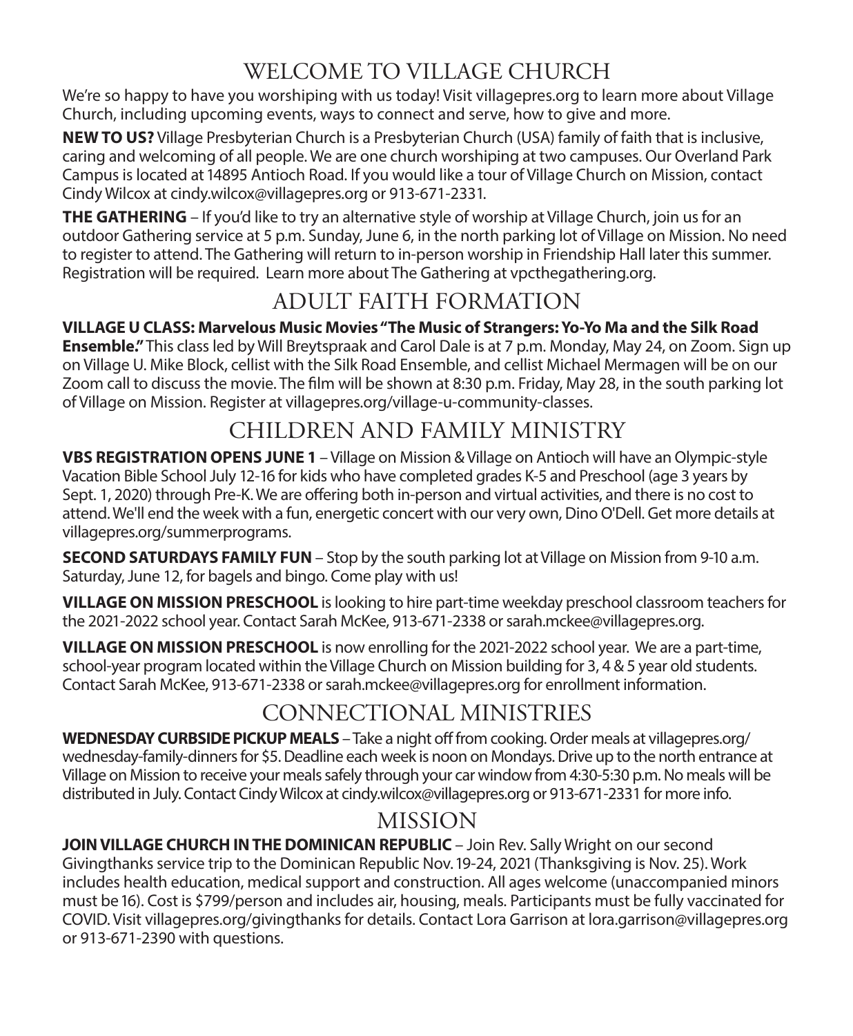# WELCOME TO VILLAGE CHURCH

We're so happy to have you worshiping with us today! Visit villagepres.org to learn more about Village Church, including upcoming events, ways to connect and serve, how to give and more.

**NEW TO US?** Village Presbyterian Church is a Presbyterian Church (USA) family of faith that is inclusive, caring and welcoming of all people. We are one church worshiping at two campuses. Our Overland Park Campus is located at 14895 Antioch Road. If you would like a tour of Village Church on Mission, contact Cindy Wilcox at cindy.wilcox@villagepres.org or 913-671-2331.

**THE GATHERING** – If you'd like to try an alternative style of worship at Village Church, join us for an outdoor Gathering service at 5 p.m. Sunday, June 6, in the north parking lot of Village on Mission. No need to register to attend. The Gathering will return to in-person worship in Friendship Hall later this summer. Registration will be required. Learn more about The Gathering at vpcthegathering.org.

# ADULT FAITH FORMATION

**VILLAGE U CLASS: Marvelous Music Movies "The Music of Strangers: Yo-Yo Ma and the Silk Road Ensemble."** This class led by Will Breytspraak and Carol Dale is at 7 p.m. Monday, May 24, on Zoom. Sign up on Village U. Mike Block, cellist with the Silk Road Ensemble, and cellist Michael Mermagen will be on our Zoom call to discuss the movie. The film will be shown at 8:30 p.m. Friday, May 28, in the south parking lot of Village on Mission. Register at villagepres.org/village-u-community-classes.

# CHILDREN AND FAMILY MINISTRY

**VBS REGISTRATION OPENS JUNE 1** – Village on Mission & Village on Antioch will have an Olympic-style Vacation Bible School July 12-16 for kids who have completed grades K-5 and Preschool (age 3 years by Sept. 1, 2020) through Pre-K. We are offering both in-person and virtual activities, and there is no cost to attend. We'll end the week with a fun, energetic concert with our very own, Dino O'Dell. Get more details at villagepres.org/summerprograms.

**SECOND SATURDAYS FAMILY FUN** – Stop by the south parking lot at Village on Mission from 9-10 a.m. Saturday, June 12, for bagels and bingo. Come play with us!

**VILLAGE ON MISSION PRESCHOOL** is looking to hire part-time weekday preschool classroom teachers for the 2021-2022 school year. Contact Sarah McKee, 913-671-2338 or sarah.mckee@villagepres.org.

**VILLAGE ON MISSION PRESCHOOL** is now enrolling for the 2021-2022 school year. We are a part-time, school-year program located within the Village Church on Mission building for 3, 4 & 5 year old students. Contact Sarah McKee, 913-671-2338 or sarah.mckee@villagepres.org for enrollment information.

# CONNECTIONAL MINISTRIES

**WEDNESDAY CURBSIDE PICKUP MEALS** – Take a night off from cooking. Order meals at villagepres.org/wednesday-family-dinners for $5. Deadline each week is noon on Mondays. Drive up to the north entrance at Village on Mission to receive your meals safely through your car window from 4:30-5:30 p.m. No meals will be distributed in July. Contact Cindy Wilcox at cindy.wilcox@villagepres.org or 913-671-2331 for more info.

# MISSION

**JOIN VILLAGE CHURCH IN THE DOMINICAN REPUBLIC** – Join Rev. Sally Wright on our second Givingthanks service trip to the Dominican Republic Nov. 19-24, 2021 (Thanksgiving is Nov. 25). Work includes health education, medical support and construction. All ages welcome (unaccompanied minors must be 16). Cost is $799/person and includes air, housing, meals. Participants must be fully vaccinated for COVID. Visit villagepres.org/givingthanks for details. Contact Lora Garrison at lora.garrison@villagepres.org or 913-671-2390 with questions.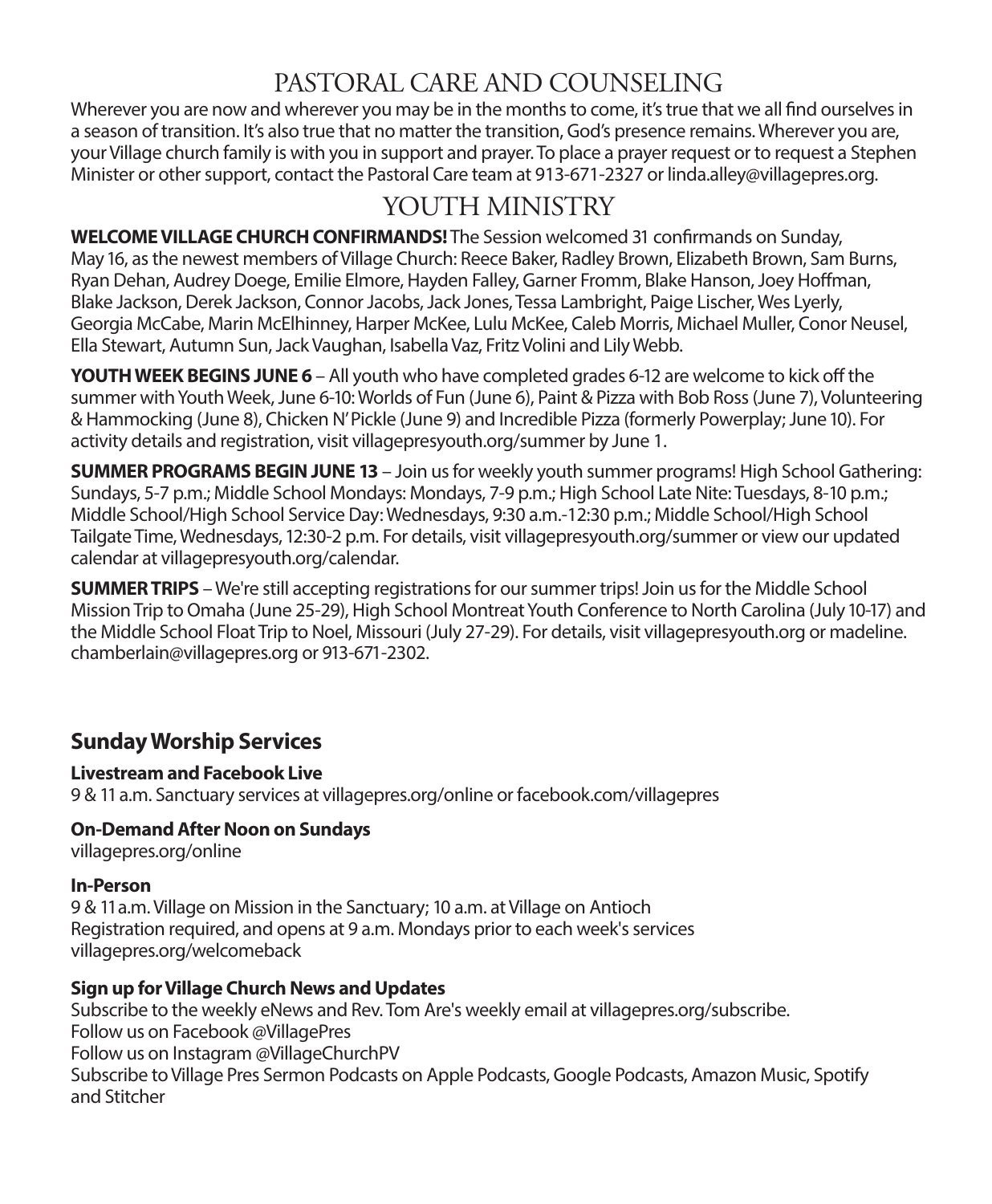## PASTORAL CARE AND COUNSELING

Wherever you are now and wherever you may be in the months to come, it's true that we all find ourselves in a season of transition. It's also true that no matter the transition, God's presence remains. Wherever you are, your Village church family is with you in support and prayer. To place a prayer request or to request a Stephen Minister or other support, contact the Pastoral Care team at 913-671-2327 or linda.alley@villagepres.org.

## YOUTH MINISTRY

**WELCOME VILLAGE CHURCH CONFIRMANDS!** The Session welcomed 31 confirmands on Sunday, May 16, as the newest members of Village Church: Reece Baker, Radley Brown, Elizabeth Brown, Sam Burns, Ryan Dehan, Audrey Doege, Emilie Elmore, Hayden Falley, Garner Fromm, Blake Hanson, Joey Hoffman, Blake Jackson, Derek Jackson, Connor Jacobs, Jack Jones, Tessa Lambright, Paige Lischer, Wes Lyerly, Georgia McCabe, Marin McElhinney, Harper McKee, Lulu McKee, Caleb Morris, Michael Muller, Conor Neusel, Ella Stewart, Autumn Sun, Jack Vaughan, Isabella Vaz, Fritz Volini and Lily Webb.

**YOUTH WEEK BEGINS JUNE 6** – All youth who have completed grades 6-12 are welcome to kick off the summer with Youth Week, June 6-10: Worlds of Fun (June 6), Paint & Pizza with Bob Ross (June 7), Volunteering & Hammocking (June 8), Chicken N' Pickle (June 9) and Incredible Pizza (formerly Powerplay; June 10). For activity details and registration, visit villagepresyouth.org/summer by June 1.

**SUMMER PROGRAMS BEGIN JUNE 13** – Join us for weekly youth summer programs! High School Gathering: Sundays, 5-7 p.m.; Middle School Mondays: Mondays, 7-9 p.m.; High School Late Nite: Tuesdays, 8-10 p.m.; Middle School/High School Service Day: Wednesdays, 9:30 a.m.-12:30 p.m.; Middle School/High School Tailgate Time, Wednesdays, 12:30-2 p.m. For details, visit villagepresyouth.org/summer or view our updated calendar at villagepresyouth.org/calendar.

**SUMMER TRIPS** – We're still accepting registrations for our summer trips! Join us for the Middle School Mission Trip to Omaha (June 25-29), High School Montreat Youth Conference to North Carolina (July 10-17) and the Middle School Float Trip to Noel, Missouri (July 27-29). For details, visit villagepresyouth.org or madeline.chamberlain@villagepres.org or 913-671-2302.

## Sunday Worship Services

**Livestream and Facebook Live**
9 & 11 a.m. Sanctuary services at villagepres.org/online or facebook.com/villagepres

**On-Demand After Noon on Sundays**
villagepres.org/online

**In-Person**
9 & 11 a.m. Village on Mission in the Sanctuary; 10 a.m. at Village on Antioch
Registration required, and opens at 9 a.m. Mondays prior to each week's services
villagepres.org/welcomeback

**Sign up for Village Church News and Updates**
Subscribe to the weekly eNews and Rev. Tom Are's weekly email at villagepres.org/subscribe.
Follow us on Facebook @VillagePres
Follow us on Instagram @VillageChurchPV
Subscribe to Village Pres Sermon Podcasts on Apple Podcasts, Google Podcasts, Amazon Music, Spotify and Stitcher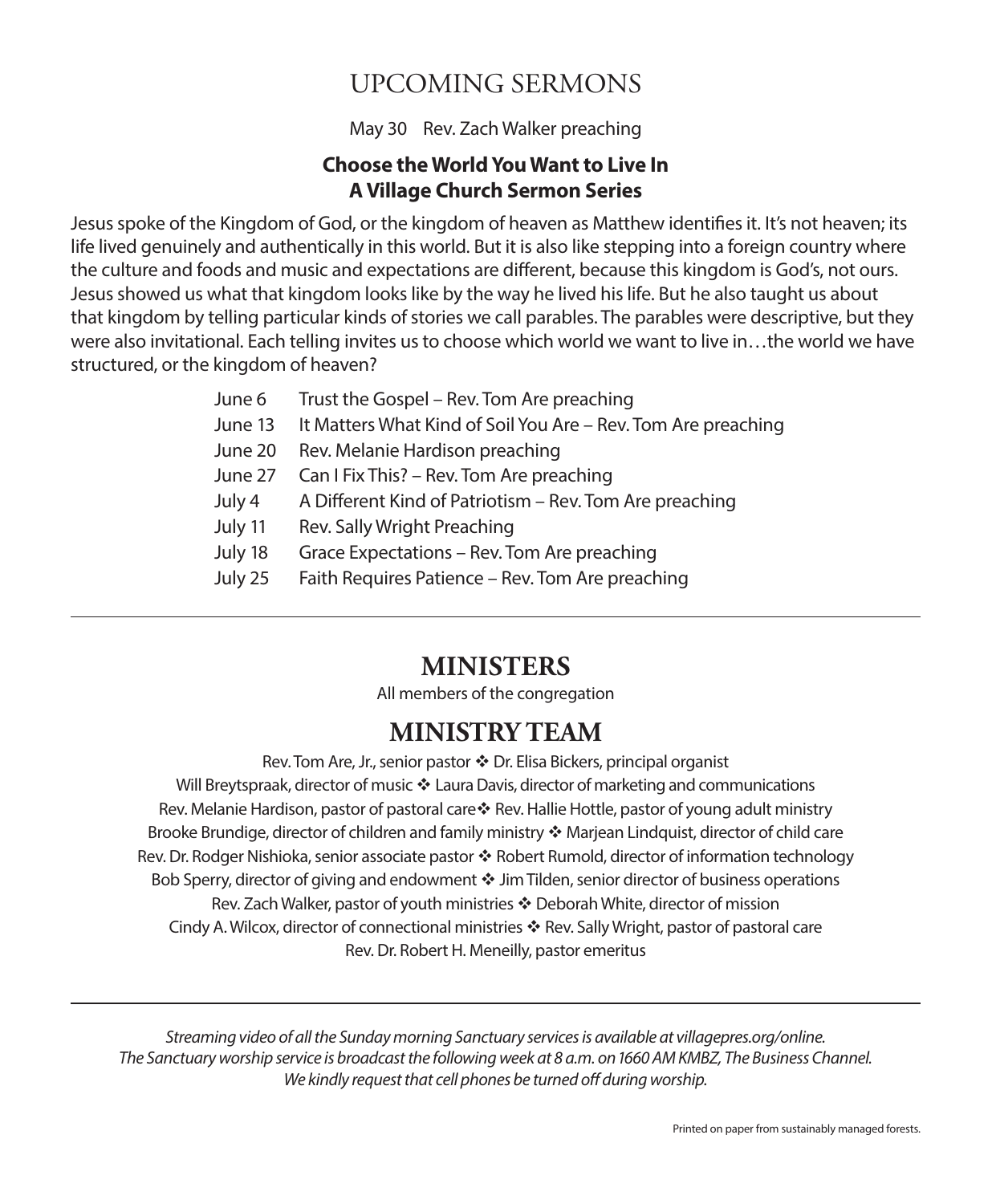# UPCOMING SERMONS

May 30 Rev. Zach Walker preaching

**Choose the World You Want to Live In**
**A Village Church Sermon Series**

Jesus spoke of the Kingdom of God, or the kingdom of heaven as Matthew identifies it. It's not heaven; its life lived genuinely and authentically in this world. But it is also like stepping into a foreign country where the culture and foods and music and expectations are different, because this kingdom is God's, not ours. Jesus showed us what that kingdom looks like by the way he lived his life. But he also taught us about that kingdom by telling particular kinds of stories we call parables. The parables were descriptive, but they were also invitational. Each telling invites us to choose which world we want to live in…the world we have structured, or the kingdom of heaven?

| | |
|---|---|
| June 6 | Trust the Gospel – Rev. Tom Are preaching |
| June 13 | It Matters What Kind of Soil You Are – Rev. Tom Are preaching |
| June 20 | Rev. Melanie Hardison preaching |
| June 27 | Can I Fix This? – Rev. Tom Are preaching |
| July 4 | A Different Kind of Patriotism – Rev. Tom Are preaching |
| July 11 | Rev. Sally Wright Preaching |
| July 18 | Grace Expectations – Rev. Tom Are preaching |
| July 25 | Faith Requires Patience – Rev. Tom Are preaching |

---

# MINISTERS

All members of the congregation

# MINISTRY TEAM

Rev. Tom Are, Jr., senior pastor ❖ Dr. Elisa Bickers, principal organist
Will Breytspraak, director of music ❖ Laura Davis, director of marketing and communications
Rev. Melanie Hardison, pastor of pastoral care ❖ Rev. Hallie Hottle, pastor of young adult ministry
Brooke Brundige, director of children and family ministry ❖ Marjean Lindquist, director of child care
Rev. Dr. Rodger Nishioka, senior associate pastor ❖ Robert Rumold, director of information technology
Bob Sperry, director of giving and endowment ❖ Jim Tilden, senior director of business operations
Rev. Zach Walker, pastor of youth ministries ❖ Deborah White, director of mission
Cindy A. Wilcox, director of connectional ministries ❖ Rev. Sally Wright, pastor of pastoral care
Rev. Dr. Robert H. Meneilly, pastor emeritus

---

*Streaming video of all the Sunday morning Sanctuary services is available at villagepres.org/online.*
*The Sanctuary worship service is broadcast the following week at 8 a.m. on 1660 AM KMBZ, The Business Channel.*
*We kindly request that cell phones be turned off during worship.*

Printed on paper from sustainably managed forests.